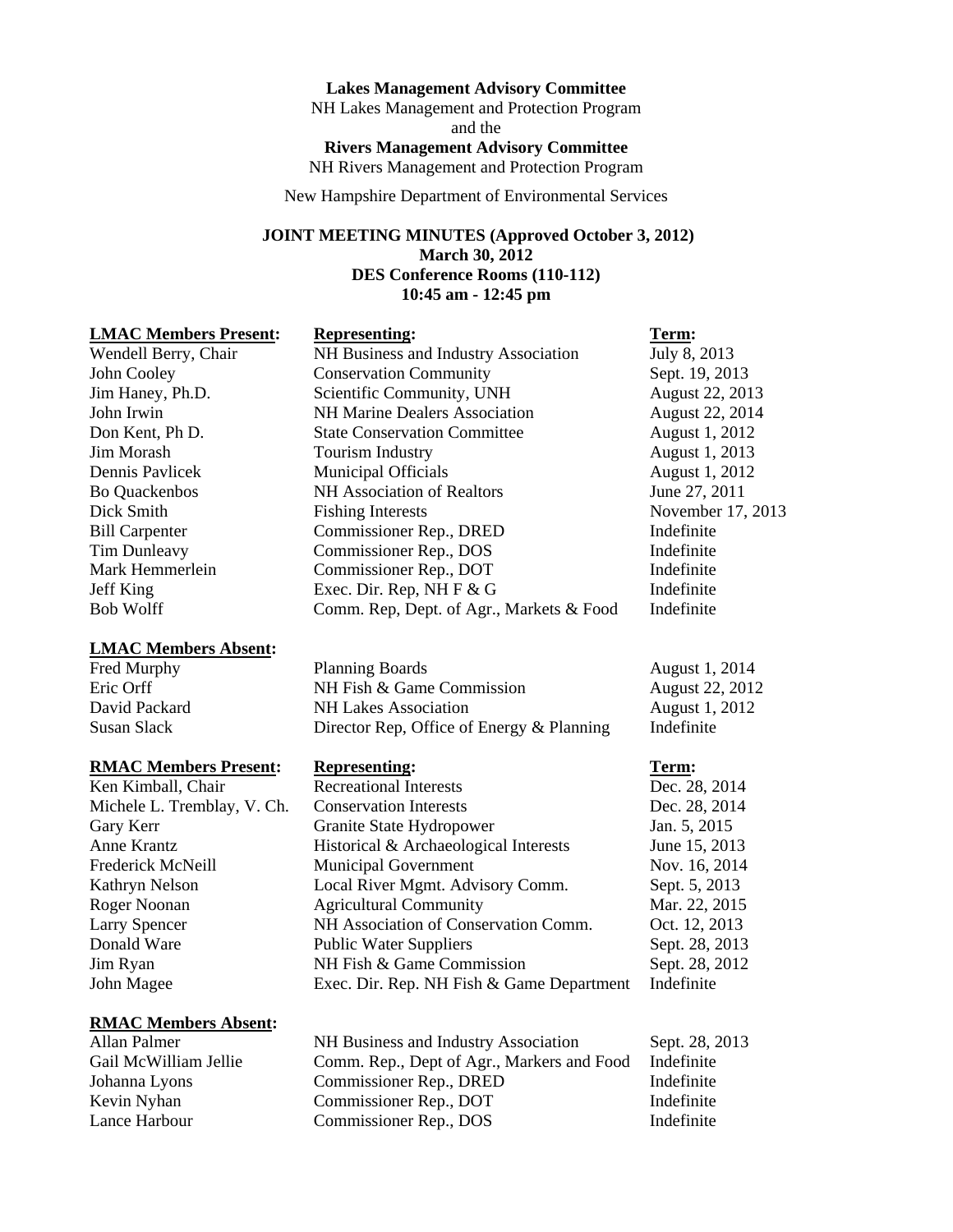**Lakes Management Advisory Committee**
NH Lakes Management and Protection Program
and the
**Rivers Management Advisory Committee**
NH Rivers Management and Protection Program

New Hampshire Department of Environmental Services

**JOINT MEETING MINUTES (Approved October 3, 2012)**
**March 30, 2012**
**DES Conference Rooms (110-112)**
**10:45 am - 12:45 pm**

| **LMAC Members Present:** | **Representing:** | **Term:** |
|---|---|---|
| Wendell Berry, Chair | NH Business and Industry Association | July 8, 2013 |
| John Cooley | Conservation Community | Sept. 19, 2013 |
| Jim Haney, Ph.D. | Scientific Community, UNH | August 22, 2013 |
| John Irwin | NH Marine Dealers Association | August 22, 2014 |
| Don Kent, Ph D. | State Conservation Committee | August 1, 2012 |
| Jim Morash | Tourism Industry | August 1, 2013 |
| Dennis Pavlicek | Municipal Officials | August 1, 2012 |
| Bo Quackenbos | NH Association of Realtors | June 27, 2011 |
| Dick Smith | Fishing Interests | November 17, 2013 |
| Bill Carpenter | Commissioner Rep., DRED | Indefinite |
| Tim Dunleavy | Commissioner Rep., DOS | Indefinite |
| Mark Hemmerlein | Commissioner Rep., DOT | Indefinite |
| Jeff King | Exec. Dir. Rep, NH F & G | Indefinite |
| Bob Wolff | Comm. Rep, Dept. of Agr., Markets & Food | Indefinite |

| **LMAC Members Absent:** | | |
|---|---|---|
| Fred Murphy | Planning Boards | August 1, 2014 |
| Eric Orff | NH Fish & Game Commission | August 22, 2012 |
| David Packard | NH Lakes Association | August 1, 2012 |
| Susan Slack | Director Rep, Office of Energy & Planning | Indefinite |

| **RMAC Members Present:** | **Representing:** | **Term:** |
|---|---|---|
| Ken Kimball, Chair | Recreational Interests | Dec. 28, 2014 |
| Michele L. Tremblay, V. Ch. | Conservation Interests | Dec. 28, 2014 |
| Gary Kerr | Granite State Hydropower | Jan. 5, 2015 |
| Anne Krantz | Historical & Archaeological Interests | June 15, 2013 |
| Frederick McNeill | Municipal Government | Nov. 16, 2014 |
| Kathryn Nelson | Local River Mgmt. Advisory Comm. | Sept. 5, 2013 |
| Roger Noonan | Agricultural Community | Mar. 22, 2015 |
| Larry Spencer | NH Association of Conservation Comm. | Oct. 12, 2013 |
| Donald Ware | Public Water Suppliers | Sept. 28, 2013 |
| Jim Ryan | NH Fish & Game Commission | Sept. 28, 2012 |
| John Magee | Exec. Dir. Rep. NH Fish & Game Department | Indefinite |

| **RMAC Members Absent:** | | |
|---|---|---|
| Allan Palmer | NH Business and Industry Association | Sept. 28, 2013 |
| Gail McWilliam Jellie | Comm. Rep., Dept of Agr., Markers and Food | Indefinite |
| Johanna Lyons | Commissioner Rep., DRED | Indefinite |
| Kevin Nyhan | Commissioner Rep., DOT | Indefinite |
| Lance Harbour | Commissioner Rep., DOS | Indefinite |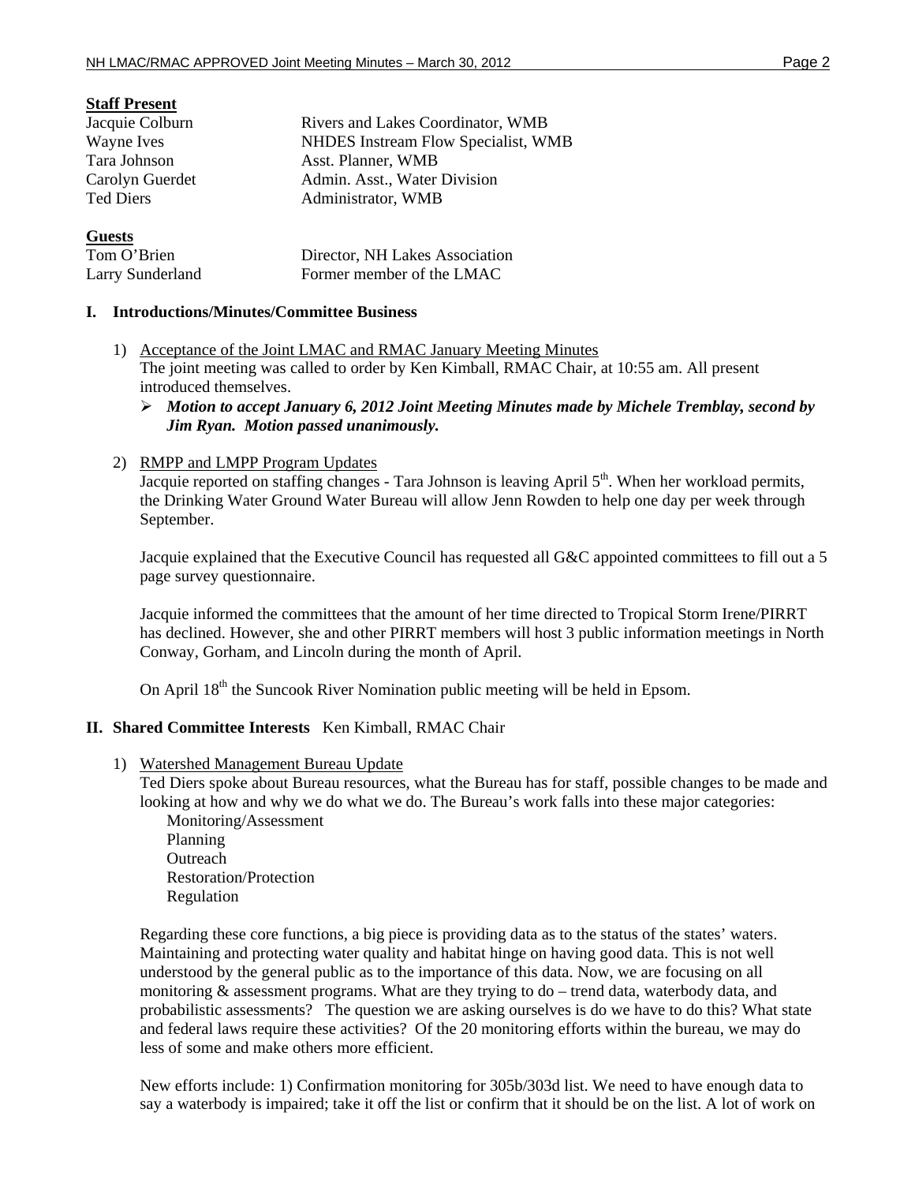**Staff Present**

| | |
|---|---|
| Jacquie Colburn | Rivers and Lakes Coordinator, WMB |
| Wayne Ives | NHDES Instream Flow Specialist, WMB |
| Tara Johnson | Asst. Planner, WMB |
| Carolyn Guerdet | Admin. Asst., Water Division |
| Ted Diers | Administrator, WMB |

**Guests**

| | |
|---|---|
| Tom O'Brien | Director, NH Lakes Association |
| Larry Sunderland | Former member of the LMAC |

## I. Introductions/Minutes/Committee Business

1) Acceptance of the Joint LMAC and RMAC January Meeting Minutes
   The joint meeting was called to order by Ken Kimball, RMAC Chair, at 10:55 am. All present introduced themselves.
   - ***Motion to accept January 6, 2012 Joint Meeting Minutes made by Michele Tremblay, second by Jim Ryan. Motion passed unanimously.***

2) RMPP and LMPP Program Updates
   Jacquie reported on staffing changes - Tara Johnson is leaving April 5th. When her workload permits, the Drinking Water Ground Water Bureau will allow Jenn Rowden to help one day per week through September.

   Jacquie explained that the Executive Council has requested all G&C appointed committees to fill out a 5 page survey questionnaire.

   Jacquie informed the committees that the amount of her time directed to Tropical Storm Irene/PIRRT has declined. However, she and other PIRRT members will host 3 public information meetings in North Conway, Gorham, and Lincoln during the month of April.

   On April 18th the Suncook River Nomination public meeting will be held in Epsom.

## II. Shared Committee Interests Ken Kimball, RMAC Chair

1) Watershed Management Bureau Update
   Ted Diers spoke about Bureau resources, what the Bureau has for staff, possible changes to be made and looking at how and why we do what we do. The Bureau's work falls into these major categories:
   Monitoring/Assessment
   Planning
   Outreach
   Restoration/Protection
   Regulation

   Regarding these core functions, a big piece is providing data as to the status of the states' waters. Maintaining and protecting water quality and habitat hinge on having good data. This is not well understood by the general public as to the importance of this data. Now, we are focusing on all monitoring & assessment programs. What are they trying to do – trend data, waterbody data, and probabilistic assessments? The question we are asking ourselves is do we have to do this? What state and federal laws require these activities? Of the 20 monitoring efforts within the bureau, we may do less of some and make others more efficient.

   New efforts include: 1) Confirmation monitoring for 305b/303d list. We need to have enough data to say a waterbody is impaired; take it off the list or confirm that it should be on the list. A lot of work on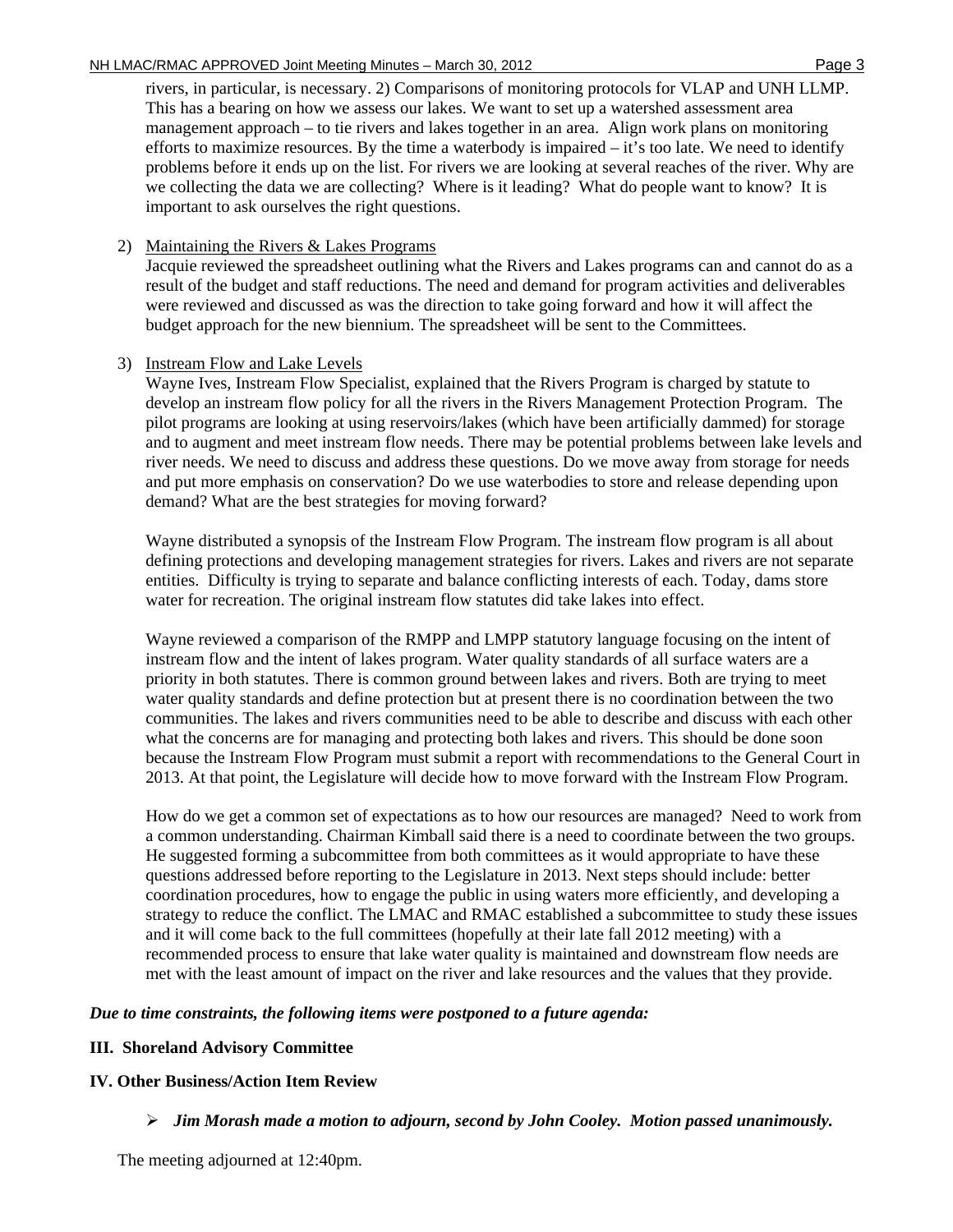rivers, in particular, is necessary. 2) Comparisons of monitoring protocols for VLAP and UNH LLMP. This has a bearing on how we assess our lakes. We want to set up a watershed assessment area management approach – to tie rivers and lakes together in an area. Align work plans on monitoring efforts to maximize resources. By the time a waterbody is impaired – it's too late. We need to identify problems before it ends up on the list. For rivers we are looking at several reaches of the river. Why are we collecting the data we are collecting? Where is it leading? What do people want to know? It is important to ask ourselves the right questions.

2) Maintaining the Rivers & Lakes Programs
   Jacquie reviewed the spreadsheet outlining what the Rivers and Lakes programs can and cannot do as a result of the budget and staff reductions. The need and demand for program activities and deliverables were reviewed and discussed as was the direction to take going forward and how it will affect the budget approach for the new biennium. The spreadsheet will be sent to the Committees.

3) Instream Flow and Lake Levels
   Wayne Ives, Instream Flow Specialist, explained that the Rivers Program is charged by statute to develop an instream flow policy for all the rivers in the Rivers Management Protection Program. The pilot programs are looking at using reservoirs/lakes (which have been artificially dammed) for storage and to augment and meet instream flow needs. There may be potential problems between lake levels and river needs. We need to discuss and address these questions. Do we move away from storage for needs and put more emphasis on conservation? Do we use waterbodies to store and release depending upon demand? What are the best strategies for moving forward?

   Wayne distributed a synopsis of the Instream Flow Program. The instream flow program is all about defining protections and developing management strategies for rivers. Lakes and rivers are not separate entities. Difficulty is trying to separate and balance conflicting interests of each. Today, dams store water for recreation. The original instream flow statutes did take lakes into effect.

   Wayne reviewed a comparison of the RMPP and LMPP statutory language focusing on the intent of instream flow and the intent of lakes program. Water quality standards of all surface waters are a priority in both statutes. There is common ground between lakes and rivers. Both are trying to meet water quality standards and define protection but at present there is no coordination between the two communities. The lakes and rivers communities need to be able to describe and discuss with each other what the concerns are for managing and protecting both lakes and rivers. This should be done soon because the Instream Flow Program must submit a report with recommendations to the General Court in 2013. At that point, the Legislature will decide how to move forward with the Instream Flow Program.

   How do we get a common set of expectations as to how our resources are managed? Need to work from a common understanding. Chairman Kimball said there is a need to coordinate between the two groups. He suggested forming a subcommittee from both committees as it would appropriate to have these questions addressed before reporting to the Legislature in 2013. Next steps should include: better coordination procedures, how to engage the public in using waters more efficiently, and developing a strategy to reduce the conflict. The LMAC and RMAC established a subcommittee to study these issues and it will come back to the full committees (hopefully at their late fall 2012 meeting) with a recommended process to ensure that lake water quality is maintained and downstream flow needs are met with the least amount of impact on the river and lake resources and the values that they provide.

***Due to time constraints, the following items were postponed to a future agenda:***

**III. Shoreland Advisory Committee**

**IV. Other Business/Action Item Review**

- ***Jim Morash made a motion to adjourn, second by John Cooley. Motion passed unanimously.***

The meeting adjourned at 12:40pm.